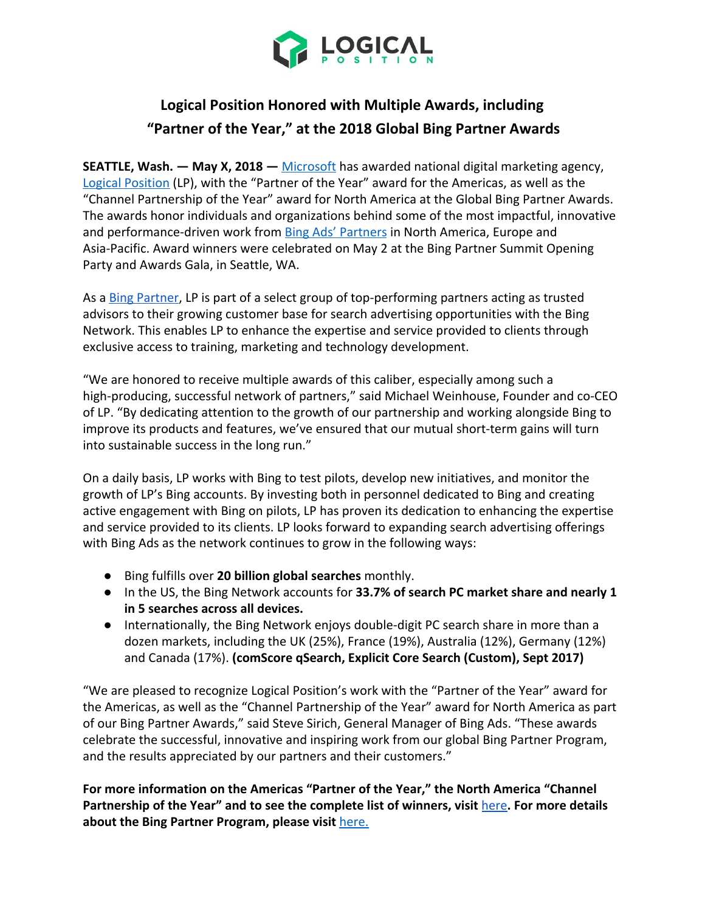# Logical Position Honored with Multiple Awards, including "Partner of the Year," at the 2018 Global Bing Partner Awards

**SEATTLE, Wash. — May X, 2018 —** Microsoft has awarded national digital marketing agency, Logical Position (LP), with the "Partner of the Year" award for the Americas, as well as the "Channel Partnership of the Year" award for North America at the Global Bing Partner Awards. The awards honor individuals and organizations behind some of the most impactful, innovative and performance-driven work from Bing Ads' Partners in North America, Europe and Asia-Pacific. Award winners were celebrated on May 2 at the Bing Partner Summit Opening Party and Awards Gala, in Seattle, WA.

As a Bing Partner, LP is part of a select group of top-performing partners acting as trusted advisors to their growing customer base for search advertising opportunities with the Bing Network. This enables LP to enhance the expertise and service provided to clients through exclusive access to training, marketing and technology development.

"We are honored to receive multiple awards of this caliber, especially among such a high-producing, successful network of partners," said Michael Weinhouse, Founder and co-CEO of LP. "By dedicating attention to the growth of our partnership and working alongside Bing to improve its products and features, we've ensured that our mutual short-term gains will turn into sustainable success in the long run."

On a daily basis, LP works with Bing to test pilots, develop new initiatives, and monitor the growth of LP's Bing accounts. By investing both in personnel dedicated to Bing and creating active engagement with Bing on pilots, LP has proven its dedication to enhancing the expertise and service provided to its clients. LP looks forward to expanding search advertising offerings with Bing Ads as the network continues to grow in the following ways:

- Bing fulfills over **20 billion global searches** monthly.
- In the US, the Bing Network accounts for **33.7% of search PC market share and nearly 1 in 5 searches across all devices.**
- Internationally, the Bing Network enjoys double-digit PC search share in more than a dozen markets, including the UK (25%), France (19%), Australia (12%), Germany (12%) and Canada (17%). **(comScore qSearch, Explicit Core Search (Custom), Sept 2017)**

"We are pleased to recognize Logical Position's work with the "Partner of the Year" award for the Americas, as well as the "Channel Partnership of the Year" award for North America as part of our Bing Partner Awards," said Steve Sirich, General Manager of Bing Ads. "These awards celebrate the successful, innovative and inspiring work from our global Bing Partner Program, and the results appreciated by our partners and their customers."

**For more information on the Americas "Partner of the Year," the North America "Channel Partnership of the Year" and to see the complete list of winners, visit here. For more details about the Bing Partner Program, please visit here.**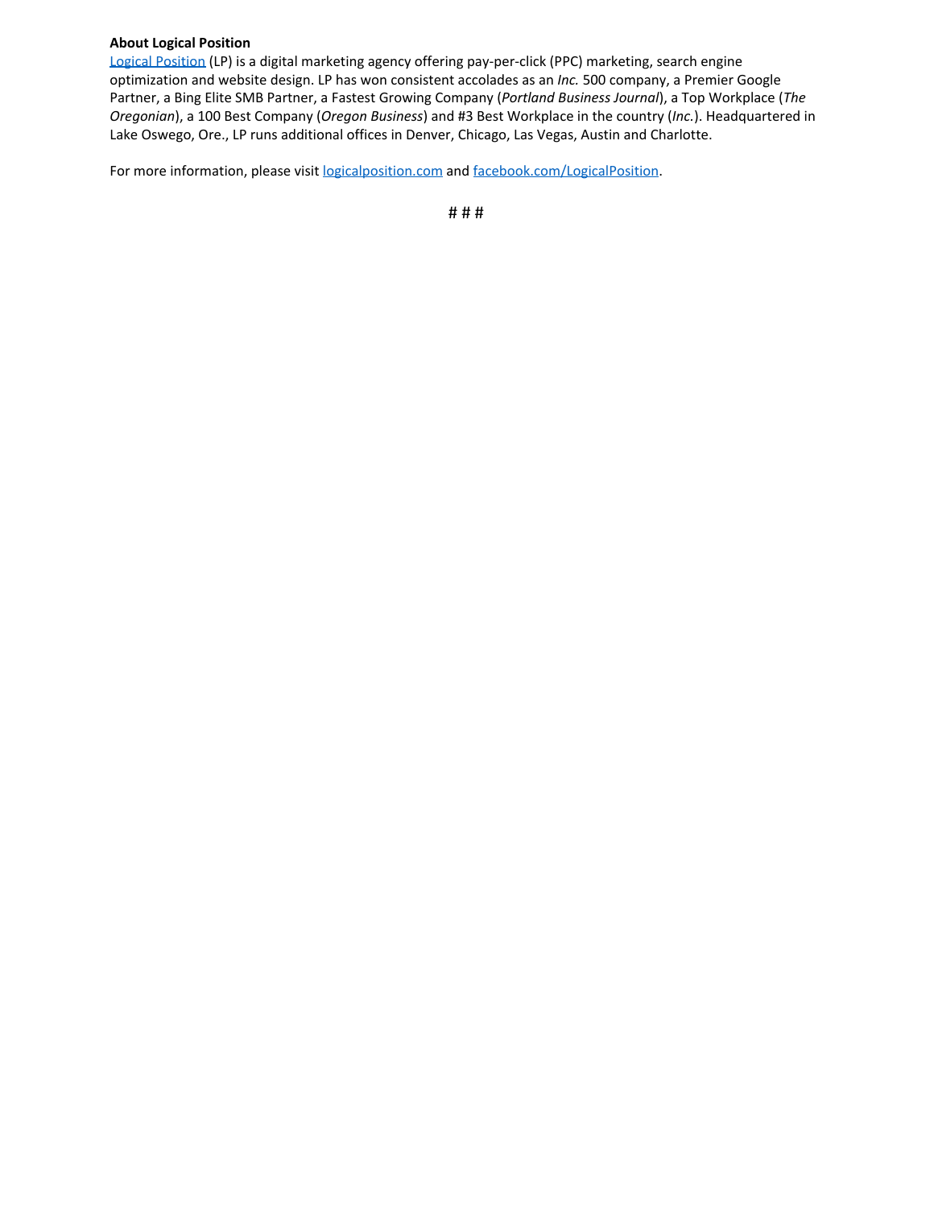**About Logical Position**

Logical Position (LP) is a digital marketing agency offering pay-per-click (PPC) marketing, search engine optimization and website design. LP has won consistent accolades as an *Inc.* 500 company, a Premier Google Partner, a Bing Elite SMB Partner, a Fastest Growing Company (*Portland Business Journal*), a Top Workplace (*The Oregonian*), a 100 Best Company (*Oregon Business*) and #3 Best Workplace in the country (*Inc.*). Headquartered in Lake Oswego, Ore., LP runs additional offices in Denver, Chicago, Las Vegas, Austin and Charlotte.

For more information, please visit logicalposition.com and facebook.com/LogicalPosition.

# # #